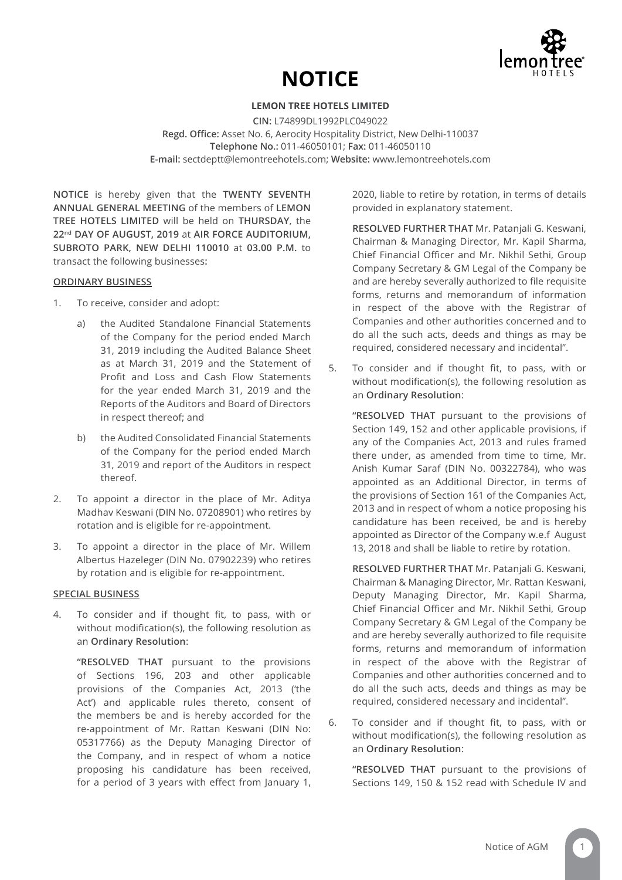# NOTICE

**LEMON TREE HOTELS LIMITED**

**CIN:** L74899DL1992PLC049022
**Regd. Office:** Asset No. 6, Aerocity Hospitality District, New Delhi-110037
**Telephone No.:** 011-46050101; **Fax:** 011-46050110
**E-mail:** sectdeptt@lemontreehotels.com; **Website:** www.lemontreehotels.com

**NOTICE** is hereby given that the **TWENTY SEVENTH ANNUAL GENERAL MEETING** of the members of **LEMON TREE HOTELS LIMITED** will be held on **THURSDAY**, the **22nd DAY OF AUGUST, 2019** at **AIR FORCE AUDITORIUM, SUBROTO PARK, NEW DELHI 110010** at **03.00 P.M.** to transact the following businesses**:**

**ORDINARY BUSINESS**

1. To receive, consider and adopt:

    a) the Audited Standalone Financial Statements of the Company for the period ended March 31, 2019 including the Audited Balance Sheet as at March 31, 2019 and the Statement of Profit and Loss and Cash Flow Statements for the year ended March 31, 2019 and the Reports of the Auditors and Board of Directors in respect thereof; and

    b) the Audited Consolidated Financial Statements of the Company for the period ended March 31, 2019 and report of the Auditors in respect thereof.

2. To appoint a director in the place of Mr. Aditya Madhav Keswani (DIN No. 07208901) who retires by rotation and is eligible for re-appointment.

3. To appoint a director in the place of Mr. Willem Albertus Hazeleger (DIN No. 07902239) who retires by rotation and is eligible for re-appointment.

**SPECIAL BUSINESS**

4. To consider and if thought fit, to pass, with or without modification(s), the following resolution as an **Ordinary Resolution**:

    **"RESOLVED THAT** pursuant to the provisions of Sections 196, 203 and other applicable provisions of the Companies Act, 2013 ('the Act') and applicable rules thereto, consent of the members be and is hereby accorded for the re-appointment of Mr. Rattan Keswani (DIN No: 05317766) as the Deputy Managing Director of the Company, and in respect of whom a notice proposing his candidature has been received, for a period of 3 years with effect from January 1, 2020, liable to retire by rotation, in terms of details provided in explanatory statement.

    **RESOLVED FURTHER THAT** Mr. Patanjali G. Keswani, Chairman & Managing Director, Mr. Kapil Sharma, Chief Financial Officer and Mr. Nikhil Sethi, Group Company Secretary & GM Legal of the Company be and are hereby severally authorized to file requisite forms, returns and memorandum of information in respect of the above with the Registrar of Companies and other authorities concerned and to do all the such acts, deeds and things as may be required, considered necessary and incidental".

5. To consider and if thought fit, to pass, with or without modification(s), the following resolution as an **Ordinary Resolution**:

    **"RESOLVED THAT** pursuant to the provisions of Section 149, 152 and other applicable provisions, if any of the Companies Act, 2013 and rules framed there under, as amended from time to time, Mr. Anish Kumar Saraf (DIN No. 00322784), who was appointed as an Additional Director, in terms of the provisions of Section 161 of the Companies Act, 2013 and in respect of whom a notice proposing his candidature has been received, be and is hereby appointed as Director of the Company w.e.f August 13, 2018 and shall be liable to retire by rotation.

    **RESOLVED FURTHER THAT** Mr. Patanjali G. Keswani, Chairman & Managing Director, Mr. Rattan Keswani, Deputy Managing Director, Mr. Kapil Sharma, Chief Financial Officer and Mr. Nikhil Sethi, Group Company Secretary & GM Legal of the Company be and are hereby severally authorized to file requisite forms, returns and memorandum of information in respect of the above with the Registrar of Companies and other authorities concerned and to do all the such acts, deeds and things as may be required, considered necessary and incidental".

6. To consider and if thought fit, to pass, with or without modification(s), the following resolution as an **Ordinary Resolution**:

    **"RESOLVED THAT** pursuant to the provisions of Sections 149, 150 & 152 read with Schedule IV and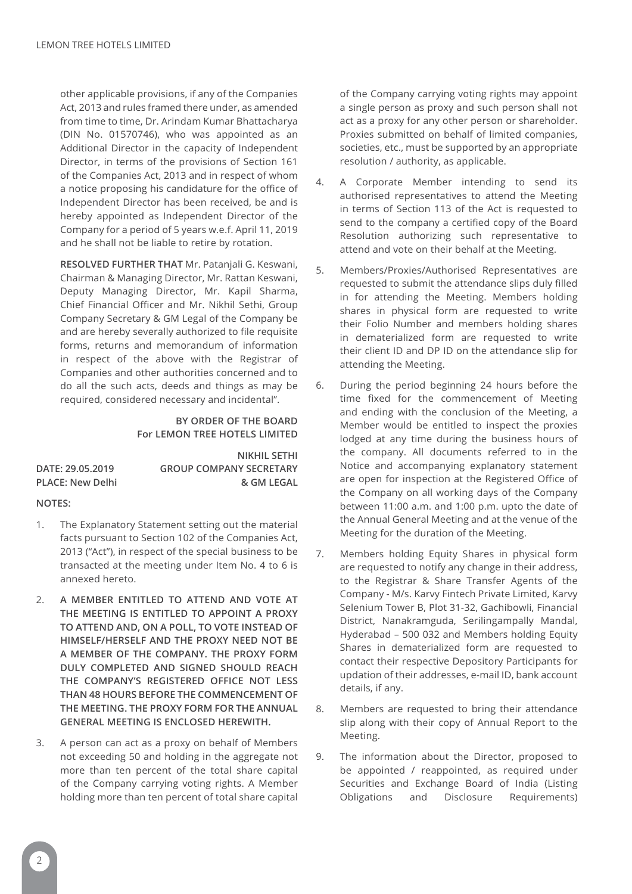other applicable provisions, if any of the Companies Act, 2013 and rules framed there under, as amended from time to time, Dr. Arindam Kumar Bhattacharya (DIN No. 01570746), who was appointed as an Additional Director in the capacity of Independent Director, in terms of the provisions of Section 161 of the Companies Act, 2013 and in respect of whom a notice proposing his candidature for the office of Independent Director has been received, be and is hereby appointed as Independent Director of the Company for a period of 5 years w.e.f. April 11, 2019 and he shall not be liable to retire by rotation.

**RESOLVED FURTHER THAT** Mr. Patanjali G. Keswani, Chairman & Managing Director, Mr. Rattan Keswani, Deputy Managing Director, Mr. Kapil Sharma, Chief Financial Officer and Mr. Nikhil Sethi, Group Company Secretary & GM Legal of the Company be and are hereby severally authorized to file requisite forms, returns and memorandum of information in respect of the above with the Registrar of Companies and other authorities concerned and to do all the such acts, deeds and things as may be required, considered necessary and incidental".

**BY ORDER OF THE BOARD**
**For LEMON TREE HOTELS LIMITED**

**NIKHIL SETHI**
**GROUP COMPANY SECRETARY & GM LEGAL**

**DATE: 29.05.2019**
**PLACE: New Delhi**

**NOTES:**

1. The Explanatory Statement setting out the material facts pursuant to Section 102 of the Companies Act, 2013 ("Act"), in respect of the special business to be transacted at the meeting under Item No. 4 to 6 is annexed hereto.
2. **A MEMBER ENTITLED TO ATTEND AND VOTE AT THE MEETING IS ENTITLED TO APPOINT A PROXY TO ATTEND AND, ON A POLL, TO VOTE INSTEAD OF HIMSELF/HERSELF AND THE PROXY NEED NOT BE A MEMBER OF THE COMPANY. THE PROXY FORM DULY COMPLETED AND SIGNED SHOULD REACH THE COMPANY'S REGISTERED OFFICE NOT LESS THAN 48 HOURS BEFORE THE COMMENCEMENT OF THE MEETING. THE PROXY FORM FOR THE ANNUAL GENERAL MEETING IS ENCLOSED HEREWITH.**
3. A person can act as a proxy on behalf of Members not exceeding 50 and holding in the aggregate not more than ten percent of the total share capital of the Company carrying voting rights. A Member holding more than ten percent of total share capital of the Company carrying voting rights may appoint a single person as proxy and such person shall not act as a proxy for any other person or shareholder. Proxies submitted on behalf of limited companies, societies, etc., must be supported by an appropriate resolution / authority, as applicable.
4. A Corporate Member intending to send its authorised representatives to attend the Meeting in terms of Section 113 of the Act is requested to send to the company a certified copy of the Board Resolution authorizing such representative to attend and vote on their behalf at the Meeting.
5. Members/Proxies/Authorised Representatives are requested to submit the attendance slips duly filled in for attending the Meeting. Members holding shares in physical form are requested to write their Folio Number and members holding shares in dematerialized form are requested to write their client ID and DP ID on the attendance slip for attending the Meeting.
6. During the period beginning 24 hours before the time fixed for the commencement of Meeting and ending with the conclusion of the Meeting, a Member would be entitled to inspect the proxies lodged at any time during the business hours of the company. All documents referred to in the Notice and accompanying explanatory statement are open for inspection at the Registered Office of the Company on all working days of the Company between 11:00 a.m. and 1:00 p.m. upto the date of the Annual General Meeting and at the venue of the Meeting for the duration of the Meeting.
7. Members holding Equity Shares in physical form are requested to notify any change in their address, to the Registrar & Share Transfer Agents of the Company - M/s. Karvy Fintech Private Limited, Karvy Selenium Tower B, Plot 31-32, Gachibowli, Financial District, Nanakramguda, Serilingampally Mandal, Hyderabad – 500 032 and Members holding Equity Shares in dematerialized form are requested to contact their respective Depository Participants for updation of their addresses, e-mail ID, bank account details, if any.
8. Members are requested to bring their attendance slip along with their copy of Annual Report to the Meeting.
9. The information about the Director, proposed to be appointed / reappointed, as required under Securities and Exchange Board of India (Listing Obligations and Disclosure Requirements)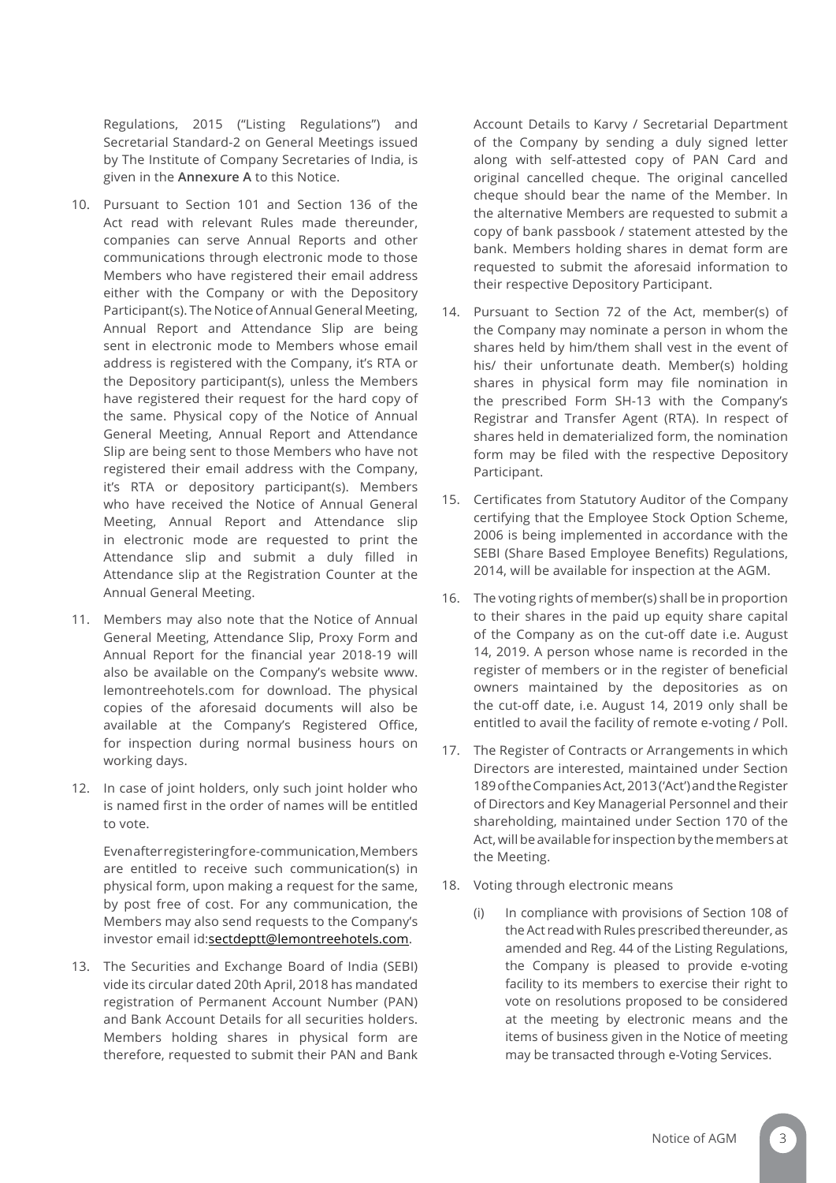Regulations, 2015 ("Listing Regulations") and Secretarial Standard-2 on General Meetings issued by The Institute of Company Secretaries of India, is given in the **Annexure A** to this Notice.

10. Pursuant to Section 101 and Section 136 of the Act read with relevant Rules made thereunder, companies can serve Annual Reports and other communications through electronic mode to those Members who have registered their email address either with the Company or with the Depository Participant(s). The Notice of Annual General Meeting, Annual Report and Attendance Slip are being sent in electronic mode to Members whose email address is registered with the Company, it's RTA or the Depository participant(s), unless the Members have registered their request for the hard copy of the same. Physical copy of the Notice of Annual General Meeting, Annual Report and Attendance Slip are being sent to those Members who have not registered their email address with the Company, it's RTA or depository participant(s). Members who have received the Notice of Annual General Meeting, Annual Report and Attendance slip in electronic mode are requested to print the Attendance slip and submit a duly filled in Attendance slip at the Registration Counter at the Annual General Meeting.

11. Members may also note that the Notice of Annual General Meeting, Attendance Slip, Proxy Form and Annual Report for the financial year 2018-19 will also be available on the Company's website www.lemontreehotels.com for download. The physical copies of the aforesaid documents will also be available at the Company's Registered Office, for inspection during normal business hours on working days.

12. In case of joint holders, only such joint holder who is named first in the order of names will be entitled to vote.

    Even after registering for e-communication, Members are entitled to receive such communication(s) in physical form, upon making a request for the same, by post free of cost. For any communication, the Members may also send requests to the Company's investor email id:sectdeptt@lemontreehotels.com.

13. The Securities and Exchange Board of India (SEBI) vide its circular dated 20th April, 2018 has mandated registration of Permanent Account Number (PAN) and Bank Account Details for all securities holders. Members holding shares in physical form are therefore, requested to submit their PAN and Bank Account Details to Karvy / Secretarial Department of the Company by sending a duly signed letter along with self-attested copy of PAN Card and original cancelled cheque. The original cancelled cheque should bear the name of the Member. In the alternative Members are requested to submit a copy of bank passbook / statement attested by the bank. Members holding shares in demat form are requested to submit the aforesaid information to their respective Depository Participant.

14. Pursuant to Section 72 of the Act, member(s) of the Company may nominate a person in whom the shares held by him/them shall vest in the event of his/ their unfortunate death. Member(s) holding shares in physical form may file nomination in the prescribed Form SH-13 with the Company's Registrar and Transfer Agent (RTA). In respect of shares held in dematerialized form, the nomination form may be filed with the respective Depository Participant.

15. Certificates from Statutory Auditor of the Company certifying that the Employee Stock Option Scheme, 2006 is being implemented in accordance with the SEBI (Share Based Employee Benefits) Regulations, 2014, will be available for inspection at the AGM.

16. The voting rights of member(s) shall be in proportion to their shares in the paid up equity share capital of the Company as on the cut-off date i.e. August 14, 2019. A person whose name is recorded in the register of members or in the register of beneficial owners maintained by the depositories as on the cut-off date, i.e. August 14, 2019 only shall be entitled to avail the facility of remote e-voting / Poll.

17. The Register of Contracts or Arrangements in which Directors are interested, maintained under Section 189 of the Companies Act, 2013 ('Act') and the Register of Directors and Key Managerial Personnel and their shareholding, maintained under Section 170 of the Act, will be available for inspection by the members at the Meeting.

18. Voting through electronic means

    (i) In compliance with provisions of Section 108 of the Act read with Rules prescribed thereunder, as amended and Reg. 44 of the Listing Regulations, the Company is pleased to provide e-voting facility to its members to exercise their right to vote on resolutions proposed to be considered at the meeting by electronic means and the items of business given in the Notice of meeting may be transacted through e-Voting Services.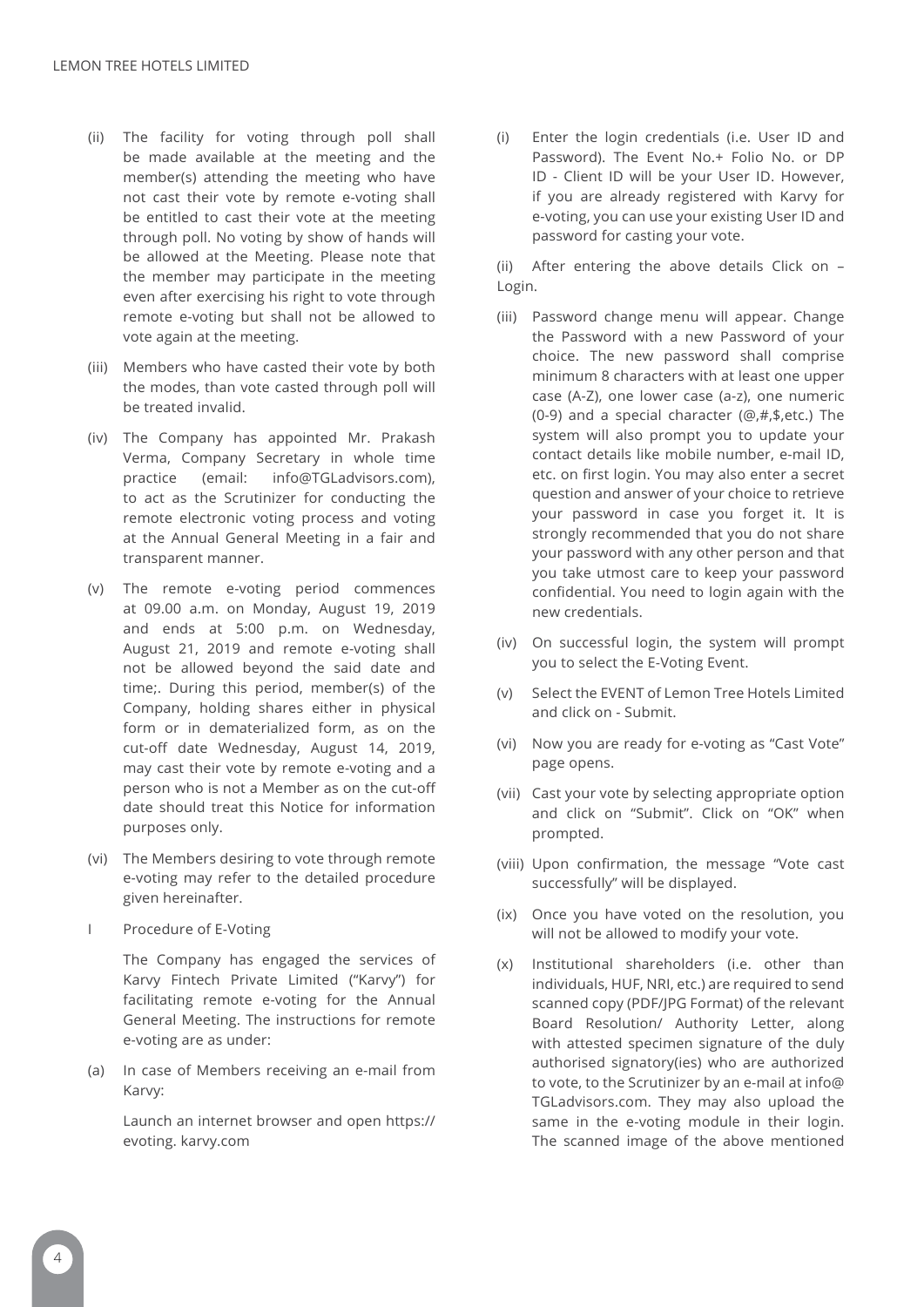(ii) The facility for voting through poll shall be made available at the meeting and the member(s) attending the meeting who have not cast their vote by remote e-voting shall be entitled to cast their vote at the meeting through poll. No voting by show of hands will be allowed at the Meeting. Please note that the member may participate in the meeting even after exercising his right to vote through remote e-voting but shall not be allowed to vote again at the meeting.

(iii) Members who have casted their vote by both the modes, than vote casted through poll will be treated invalid.

(iv) The Company has appointed Mr. Prakash Verma, Company Secretary in whole time practice (email: info@TGLadvisors.com), to act as the Scrutinizer for conducting the remote electronic voting process and voting at the Annual General Meeting in a fair and transparent manner.

(v) The remote e-voting period commences at 09.00 a.m. on Monday, August 19, 2019 and ends at 5:00 p.m. on Wednesday, August 21, 2019 and remote e-voting shall not be allowed beyond the said date and time;. During this period, member(s) of the Company, holding shares either in physical form or in dematerialized form, as on the cut-off date Wednesday, August 14, 2019, may cast their vote by remote e-voting and a person who is not a Member as on the cut-off date should treat this Notice for information purposes only.

(vi) The Members desiring to vote through remote e-voting may refer to the detailed procedure given hereinafter.

I Procedure of E-Voting

The Company has engaged the services of Karvy Fintech Private Limited ("Karvy") for facilitating remote e-voting for the Annual General Meeting. The instructions for remote e-voting are as under:

(a) In case of Members receiving an e-mail from Karvy:

Launch an internet browser and open https:// evoting. karvy.com

(i) Enter the login credentials (i.e. User ID and Password). The Event No.+ Folio No. or DP ID - Client ID will be your User ID. However, if you are already registered with Karvy for e-voting, you can use your existing User ID and password for casting your vote.

(ii) After entering the above details Click on – Login.

(iii) Password change menu will appear. Change the Password with a new Password of your choice. The new password shall comprise minimum 8 characters with at least one upper case (A-Z), one lower case (a-z), one numeric (0-9) and a special character (@,#,$,etc.) The system will also prompt you to update your contact details like mobile number, e-mail ID, etc. on first login. You may also enter a secret question and answer of your choice to retrieve your password in case you forget it. It is strongly recommended that you do not share your password with any other person and that you take utmost care to keep your password confidential. You need to login again with the new credentials.

(iv) On successful login, the system will prompt you to select the E-Voting Event.

(v) Select the EVENT of Lemon Tree Hotels Limited and click on - Submit.

(vi) Now you are ready for e-voting as "Cast Vote" page opens.

(vii) Cast your vote by selecting appropriate option and click on "Submit". Click on "OK" when prompted.

(viii) Upon confirmation, the message "Vote cast successfully" will be displayed.

(ix) Once you have voted on the resolution, you will not be allowed to modify your vote.

(x) Institutional shareholders (i.e. other than individuals, HUF, NRI, etc.) are required to send scanned copy (PDF/JPG Format) of the relevant Board Resolution/ Authority Letter, along with attested specimen signature of the duly authorised signatory(ies) who are authorized to vote, to the Scrutinizer by an e-mail at info@ TGLadvisors.com. They may also upload the same in the e-voting module in their login. The scanned image of the above mentioned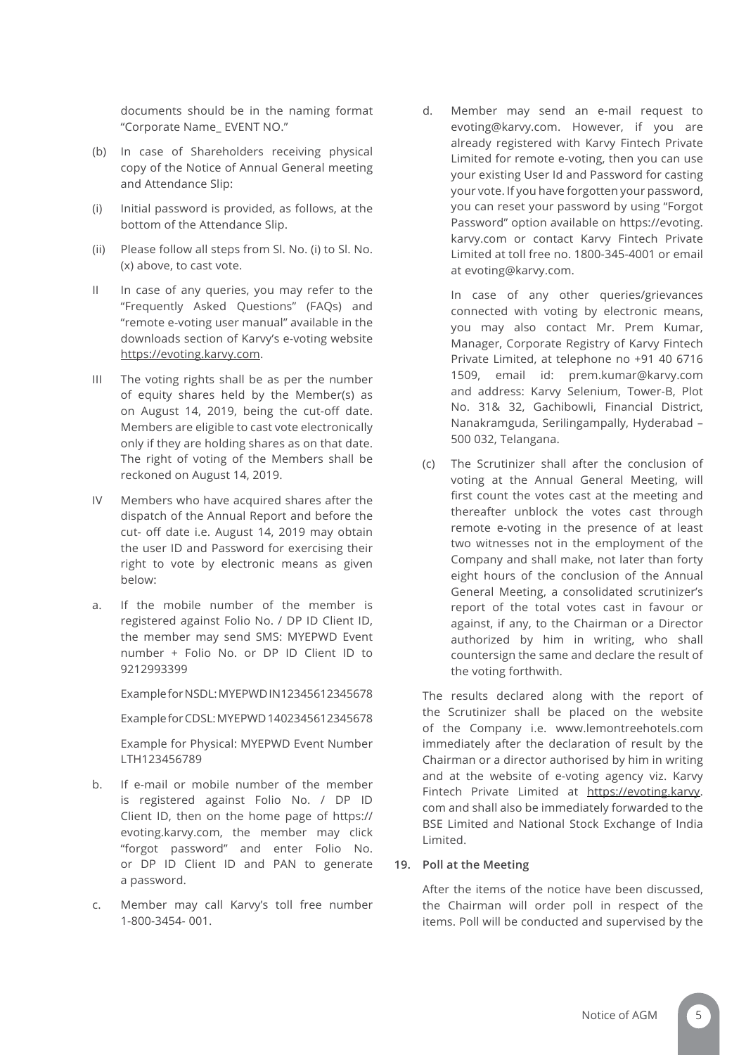documents should be in the naming format "Corporate Name_ EVENT NO."

(b) In case of Shareholders receiving physical copy of the Notice of Annual General meeting and Attendance Slip:

(i) Initial password is provided, as follows, at the bottom of the Attendance Slip.

(ii) Please follow all steps from Sl. No. (i) to Sl. No. (x) above, to cast vote.

II In case of any queries, you may refer to the "Frequently Asked Questions" (FAQs) and "remote e-voting user manual" available in the downloads section of Karvy's e-voting website https://evoting.karvy.com.

III The voting rights shall be as per the number of equity shares held by the Member(s) as on August 14, 2019, being the cut-off date. Members are eligible to cast vote electronically only if they are holding shares as on that date. The right of voting of the Members shall be reckoned on August 14, 2019.

IV Members who have acquired shares after the dispatch of the Annual Report and before the cut- off date i.e. August 14, 2019 may obtain the user ID and Password for exercising their right to vote by electronic means as given below:

a. If the mobile number of the member is registered against Folio No. / DP ID Client ID, the member may send SMS: MYEPWD Event number + Folio No. or DP ID Client ID to 9212993399

   Example for NSDL: MYEPWD IN12345612345678

   Example for CDSL: MYEPWD 1402345612345678

   Example for Physical: MYEPWD Event Number LTH123456789

b. If e-mail or mobile number of the member is registered against Folio No. / DP ID Client ID, then on the home page of https://evoting.karvy.com, the member may click "forgot password" and enter Folio No. or DP ID Client ID and PAN to generate a password.

c. Member may call Karvy's toll free number 1-800-3454- 001.

d. Member may send an e-mail request to evoting@karvy.com. However, if you are already registered with Karvy Fintech Private Limited for remote e-voting, then you can use your existing User Id and Password for casting your vote. If you have forgotten your password, you can reset your password by using "Forgot Password" option available on https://evoting.karvy.com or contact Karvy Fintech Private Limited at toll free no. 1800-345-4001 or email at evoting@karvy.com.

   In case of any other queries/grievances connected with voting by electronic means, you may also contact Mr. Prem Kumar, Manager, Corporate Registry of Karvy Fintech Private Limited, at telephone no +91 40 6716 1509, email id: prem.kumar@karvy.com and address: Karvy Selenium, Tower-B, Plot No. 31& 32, Gachibowli, Financial District, Nanakramguda, Serilingampally, Hyderabad – 500 032, Telangana.

(c) The Scrutinizer shall after the conclusion of voting at the Annual General Meeting, will first count the votes cast at the meeting and thereafter unblock the votes cast through remote e-voting in the presence of at least two witnesses not in the employment of the Company and shall make, not later than forty eight hours of the conclusion of the Annual General Meeting, a consolidated scrutinizer's report of the total votes cast in favour or against, if any, to the Chairman or a Director authorized by him in writing, who shall countersign the same and declare the result of the voting forthwith.

The results declared along with the report of the Scrutinizer shall be placed on the website of the Company i.e. www.lemontreehotels.com immediately after the declaration of result by the Chairman or a director authorised by him in writing and at the website of e-voting agency viz. Karvy Fintech Private Limited at https://evoting.karvy.com and shall also be immediately forwarded to the BSE Limited and National Stock Exchange of India Limited.

**19. Poll at the Meeting**

After the items of the notice have been discussed, the Chairman will order poll in respect of the items. Poll will be conducted and supervised by the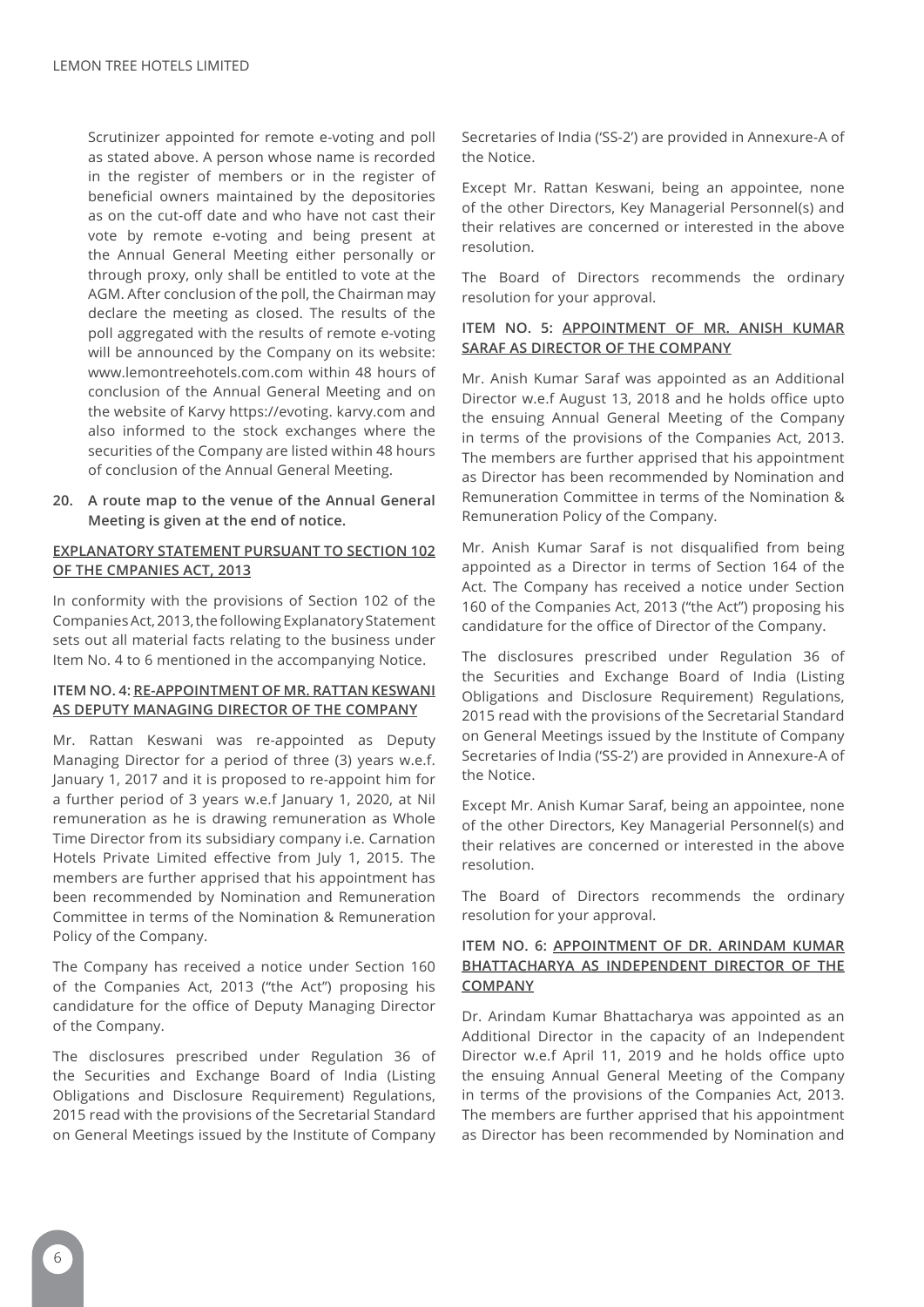Scrutinizer appointed for remote e-voting and poll as stated above. A person whose name is recorded in the register of members or in the register of beneficial owners maintained by the depositories as on the cut-off date and who have not cast their vote by remote e-voting and being present at the Annual General Meeting either personally or through proxy, only shall be entitled to vote at the AGM. After conclusion of the poll, the Chairman may declare the meeting as closed. The results of the poll aggregated with the results of remote e-voting will be announced by the Company on its website: www.lemontreehotels.com.com within 48 hours of conclusion of the Annual General Meeting and on the website of Karvy https://evoting. karvy.com and also informed to the stock exchanges where the securities of the Company are listed within 48 hours of conclusion of the Annual General Meeting.

20. **A route map to the venue of the Annual General Meeting is given at the end of notice.**

**EXPLANATORY STATEMENT PURSUANT TO SECTION 102 OF THE CMPANIES ACT, 2013**

In conformity with the provisions of Section 102 of the Companies Act, 2013, the following Explanatory Statement sets out all material facts relating to the business under Item No. 4 to 6 mentioned in the accompanying Notice.

**ITEM NO. 4: RE-APPOINTMENT OF MR. RATTAN KESWANI AS DEPUTY MANAGING DIRECTOR OF THE COMPANY**

Mr. Rattan Keswani was re-appointed as Deputy Managing Director for a period of three (3) years w.e.f. January 1, 2017 and it is proposed to re-appoint him for a further period of 3 years w.e.f January 1, 2020, at Nil remuneration as he is drawing remuneration as Whole Time Director from its subsidiary company i.e. Carnation Hotels Private Limited effective from July 1, 2015. The members are further apprised that his appointment has been recommended by Nomination and Remuneration Committee in terms of the Nomination & Remuneration Policy of the Company.

The Company has received a notice under Section 160 of the Companies Act, 2013 ("the Act") proposing his candidature for the office of Deputy Managing Director of the Company.

The disclosures prescribed under Regulation 36 of the Securities and Exchange Board of India (Listing Obligations and Disclosure Requirement) Regulations, 2015 read with the provisions of the Secretarial Standard on General Meetings issued by the Institute of Company Secretaries of India ('SS-2') are provided in Annexure-A of the Notice.

Except Mr. Rattan Keswani, being an appointee, none of the other Directors, Key Managerial Personnel(s) and their relatives are concerned or interested in the above resolution.

The Board of Directors recommends the ordinary resolution for your approval.

**ITEM NO. 5: APPOINTMENT OF MR. ANISH KUMAR SARAF AS DIRECTOR OF THE COMPANY**

Mr. Anish Kumar Saraf was appointed as an Additional Director w.e.f August 13, 2018 and he holds office upto the ensuing Annual General Meeting of the Company in terms of the provisions of the Companies Act, 2013. The members are further apprised that his appointment as Director has been recommended by Nomination and Remuneration Committee in terms of the Nomination & Remuneration Policy of the Company.

Mr. Anish Kumar Saraf is not disqualified from being appointed as a Director in terms of Section 164 of the Act. The Company has received a notice under Section 160 of the Companies Act, 2013 ("the Act") proposing his candidature for the office of Director of the Company.

The disclosures prescribed under Regulation 36 of the Securities and Exchange Board of India (Listing Obligations and Disclosure Requirement) Regulations, 2015 read with the provisions of the Secretarial Standard on General Meetings issued by the Institute of Company Secretaries of India ('SS-2') are provided in Annexure-A of the Notice.

Except Mr. Anish Kumar Saraf, being an appointee, none of the other Directors, Key Managerial Personnel(s) and their relatives are concerned or interested in the above resolution.

The Board of Directors recommends the ordinary resolution for your approval.

**ITEM NO. 6: APPOINTMENT OF DR. ARINDAM KUMAR BHATTACHARYA AS INDEPENDENT DIRECTOR OF THE COMPANY**

Dr. Arindam Kumar Bhattacharya was appointed as an Additional Director in the capacity of an Independent Director w.e.f April 11, 2019 and he holds office upto the ensuing Annual General Meeting of the Company in terms of the provisions of the Companies Act, 2013. The members are further apprised that his appointment as Director has been recommended by Nomination and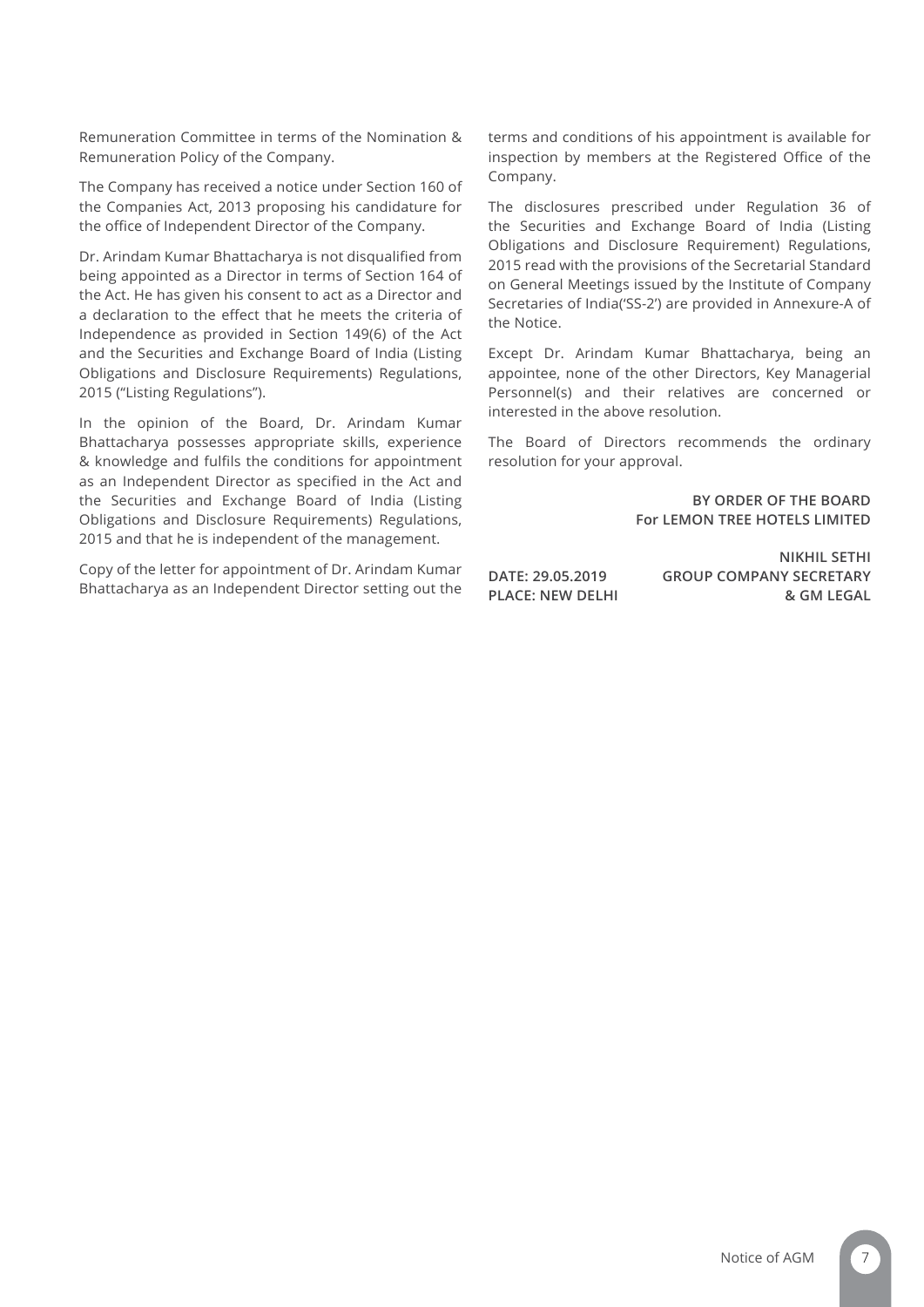Remuneration Committee in terms of the Nomination & Remuneration Policy of the Company.

The Company has received a notice under Section 160 of the Companies Act, 2013 proposing his candidature for the office of Independent Director of the Company.

Dr. Arindam Kumar Bhattacharya is not disqualified from being appointed as a Director in terms of Section 164 of the Act. He has given his consent to act as a Director and a declaration to the effect that he meets the criteria of Independence as provided in Section 149(6) of the Act and the Securities and Exchange Board of India (Listing Obligations and Disclosure Requirements) Regulations, 2015 ("Listing Regulations").

In the opinion of the Board, Dr. Arindam Kumar Bhattacharya possesses appropriate skills, experience & knowledge and fulfils the conditions for appointment as an Independent Director as specified in the Act and the Securities and Exchange Board of India (Listing Obligations and Disclosure Requirements) Regulations, 2015 and that he is independent of the management.

Copy of the letter for appointment of Dr. Arindam Kumar Bhattacharya as an Independent Director setting out the terms and conditions of his appointment is available for inspection by members at the Registered Office of the Company.

The disclosures prescribed under Regulation 36 of the Securities and Exchange Board of India (Listing Obligations and Disclosure Requirement) Regulations, 2015 read with the provisions of the Secretarial Standard on General Meetings issued by the Institute of Company Secretaries of India('SS-2') are provided in Annexure-A of the Notice.

Except Dr. Arindam Kumar Bhattacharya, being an appointee, none of the other Directors, Key Managerial Personnel(s) and their relatives are concerned or interested in the above resolution.

The Board of Directors recommends the ordinary resolution for your approval.

**BY ORDER OF THE BOARD**
**For LEMON TREE HOTELS LIMITED**

**NIKHIL SETHI**
**GROUP COMPANY SECRETARY**
**& GM LEGAL**

**DATE: 29.05.2019**
**PLACE: NEW DELHI**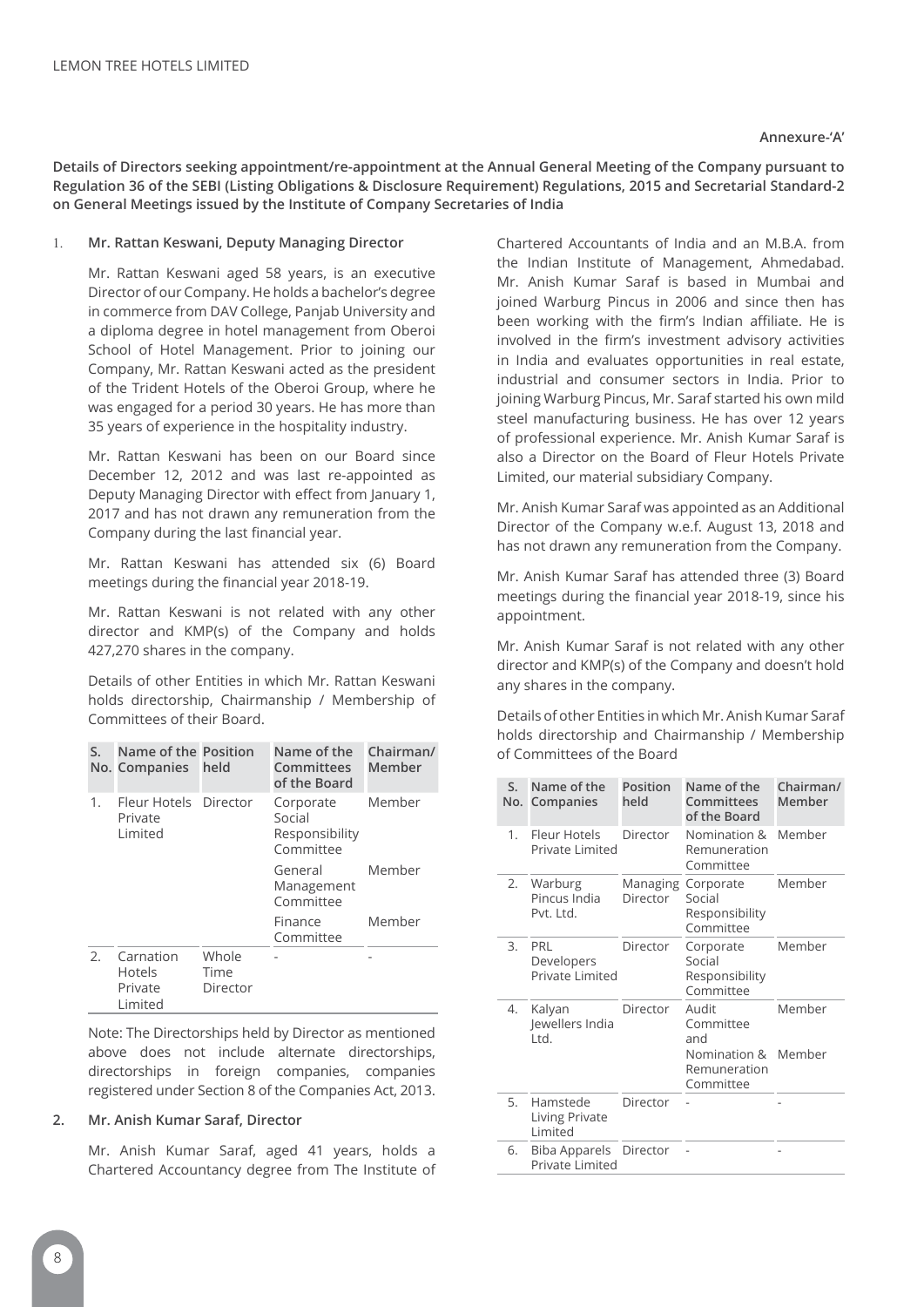Annexure-'A'

**Details of Directors seeking appointment/re-appointment at the Annual General Meeting of the Company pursuant to Regulation 36 of the SEBI (Listing Obligations & Disclosure Requirement) Regulations, 2015 and Secretarial Standard-2 on General Meetings issued by the Institute of Company Secretaries of India**

1. **Mr. Rattan Keswani, Deputy Managing Director**

Mr. Rattan Keswani aged 58 years, is an executive Director of our Company. He holds a bachelor's degree in commerce from DAV College, Panjab University and a diploma degree in hotel management from Oberoi School of Hotel Management. Prior to joining our Company, Mr. Rattan Keswani acted as the president of the Trident Hotels of the Oberoi Group, where he was engaged for a period 30 years. He has more than 35 years of experience in the hospitality industry.

Mr. Rattan Keswani has been on our Board since December 12, 2012 and was last re-appointed as Deputy Managing Director with effect from January 1, 2017 and has not drawn any remuneration from the Company during the last financial year.

Mr. Rattan Keswani has attended six (6) Board meetings during the financial year 2018-19.

Mr. Rattan Keswani is not related with any other director and KMP(s) of the Company and holds 427,270 shares in the company.

Details of other Entities in which Mr. Rattan Keswani holds directorship, Chairmanship / Membership of Committees of their Board.

| S. No. | Name of the Companies | Position held | Name of the Committees of the Board | Chairman/ Member |
|---|---|---|---|---|
| 1. | Fleur Hotels Private Limited | Director | Corporate Social Responsibility Committee | Member |
| | | | General Management Committee | Member |
| | | | Finance Committee | Member |
| 2. | Carnation Hotels Private Limited | Whole Time Director | - | - |

Note: The Directorships held by Director as mentioned above does not include alternate directorships, directorships in foreign companies, companies registered under Section 8 of the Companies Act, 2013.

2. **Mr. Anish Kumar Saraf, Director**

Mr. Anish Kumar Saraf, aged 41 years, holds a Chartered Accountancy degree from The Institute of Chartered Accountants of India and an M.B.A. from the Indian Institute of Management, Ahmedabad. Mr. Anish Kumar Saraf is based in Mumbai and joined Warburg Pincus in 2006 and since then has been working with the firm's Indian affiliate. He is involved in the firm's investment advisory activities in India and evaluates opportunities in real estate, industrial and consumer sectors in India. Prior to joining Warburg Pincus, Mr. Saraf started his own mild steel manufacturing business. He has over 12 years of professional experience. Mr. Anish Kumar Saraf is also a Director on the Board of Fleur Hotels Private Limited, our material subsidiary Company.

Mr. Anish Kumar Saraf was appointed as an Additional Director of the Company w.e.f. August 13, 2018 and has not drawn any remuneration from the Company.

Mr. Anish Kumar Saraf has attended three (3) Board meetings during the financial year 2018-19, since his appointment.

Mr. Anish Kumar Saraf is not related with any other director and KMP(s) of the Company and doesn't hold any shares in the company.

Details of other Entities in which Mr. Anish Kumar Saraf holds directorship and Chairmanship / Membership of Committees of the Board

| S. No. | Name of the Companies | Position held | Name of the Committees of the Board | Chairman/ Member |
|---|---|---|---|---|
| 1. | Fleur Hotels Private Limited | Director | Nomination & Remuneration Committee | Member |
| 2. | Warburg Pincus India Pvt. Ltd. | Managing Director | Corporate Social Responsibility Committee | Member |
| 3. | PRL Developers Private Limited | Director | Corporate Social Responsibility Committee | Member |
| 4. | Kalyan Jewellers India Ltd. | Director | Audit Committee and | Member |
| | | | Nomination & Remuneration Committee | Member |
| 5. | Hamstede Living Private Limited | Director | - | - |
| 6. | Biba Apparels Private Limited | Director | - | - |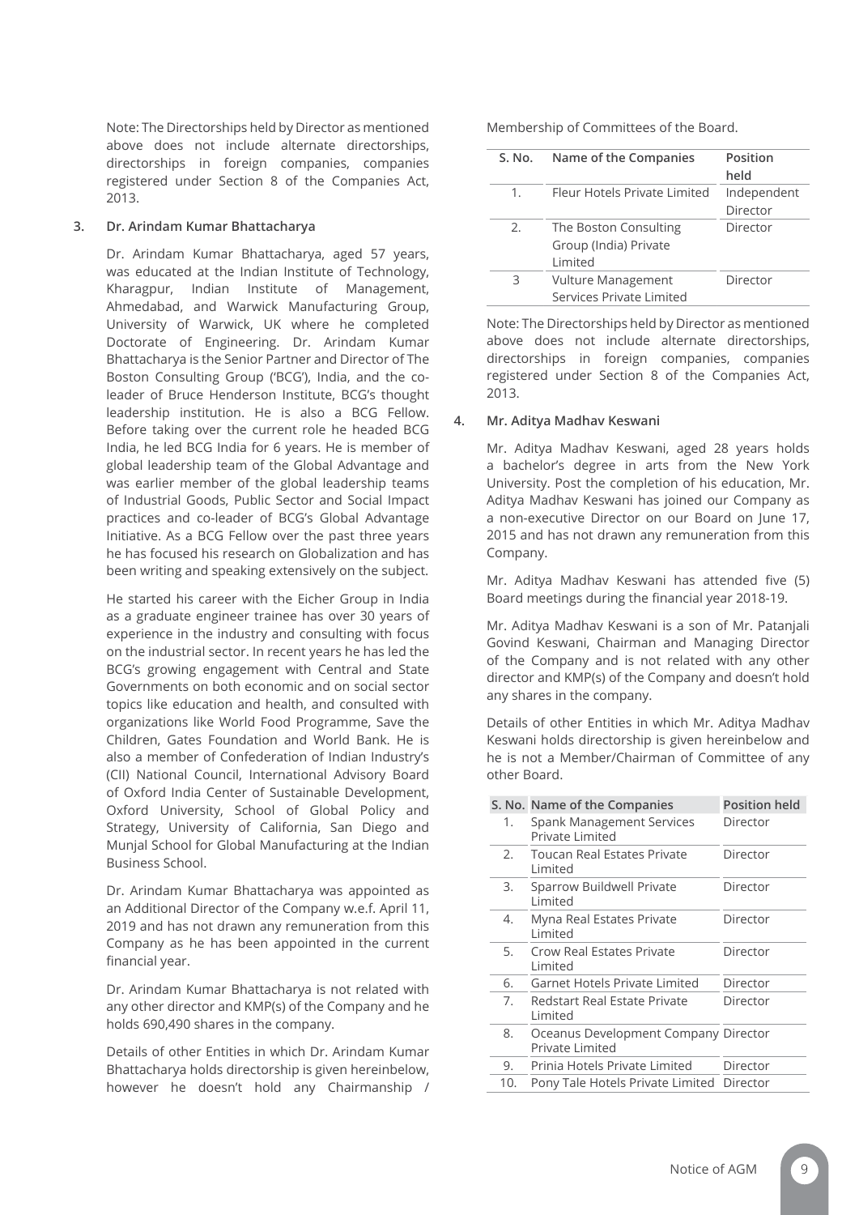Note: The Directorships held by Director as mentioned above does not include alternate directorships, directorships in foreign companies, companies registered under Section 8 of the Companies Act, 2013.

### 3. Dr. Arindam Kumar Bhattacharya

Dr. Arindam Kumar Bhattacharya, aged 57 years, was educated at the Indian Institute of Technology, Kharagpur, Indian Institute of Management, Ahmedabad, and Warwick Manufacturing Group, University of Warwick, UK where he completed Doctorate of Engineering. Dr. Arindam Kumar Bhattacharya is the Senior Partner and Director of The Boston Consulting Group ('BCG'), India, and the co-leader of Bruce Henderson Institute, BCG's thought leadership institution. He is also a BCG Fellow. Before taking over the current role he headed BCG India, he led BCG India for 6 years. He is member of global leadership team of the Global Advantage and was earlier member of the global leadership teams of Industrial Goods, Public Sector and Social Impact practices and co-leader of BCG's Global Advantage Initiative. As a BCG Fellow over the past three years he has focused his research on Globalization and has been writing and speaking extensively on the subject.

He started his career with the Eicher Group in India as a graduate engineer trainee has over 30 years of experience in the industry and consulting with focus on the industrial sector. In recent years he has led the BCG's growing engagement with Central and State Governments on both economic and on social sector topics like education and health, and consulted with organizations like World Food Programme, Save the Children, Gates Foundation and World Bank. He is also a member of Confederation of Indian Industry's (CII) National Council, International Advisory Board of Oxford India Center of Sustainable Development, Oxford University, School of Global Policy and Strategy, University of California, San Diego and Munjal School for Global Manufacturing at the Indian Business School.

Dr. Arindam Kumar Bhattacharya was appointed as an Additional Director of the Company w.e.f. April 11, 2019 and has not drawn any remuneration from this Company as he has been appointed in the current financial year.

Dr. Arindam Kumar Bhattacharya is not related with any other director and KMP(s) of the Company and he holds 690,490 shares in the company.

Details of other Entities in which Dr. Arindam Kumar Bhattacharya holds directorship is given hereinbelow, however he doesn't hold any Chairmanship / Membership of Committees of the Board.

| S. No. | Name of the Companies | Position held |
|---|---|---|
| 1. | Fleur Hotels Private Limited | Independent Director |
| 2. | The Boston Consulting Group (India) Private Limited | Director |
| 3 | Vulture Management Services Private Limited | Director |

Note: The Directorships held by Director as mentioned above does not include alternate directorships, directorships in foreign companies, companies registered under Section 8 of the Companies Act, 2013.

### 4. Mr. Aditya Madhav Keswani

Mr. Aditya Madhav Keswani, aged 28 years holds a bachelor's degree in arts from the New York University. Post the completion of his education, Mr. Aditya Madhav Keswani has joined our Company as a non-executive Director on our Board on June 17, 2015 and has not drawn any remuneration from this Company.

Mr. Aditya Madhav Keswani has attended five (5) Board meetings during the financial year 2018-19.

Mr. Aditya Madhav Keswani is a son of Mr. Patanjali Govind Keswani, Chairman and Managing Director of the Company and is not related with any other director and KMP(s) of the Company and doesn't hold any shares in the company.

Details of other Entities in which Mr. Aditya Madhav Keswani holds directorship is given hereinbelow and he is not a Member/Chairman of Committee of any other Board.

| S. No. | Name of the Companies | Position held |
|---|---|---|
| 1. | Spank Management Services Private Limited | Director |
| 2. | Toucan Real Estates Private Limited | Director |
| 3. | Sparrow Buildwell Private Limited | Director |
| 4. | Myna Real Estates Private Limited | Director |
| 5. | Crow Real Estates Private Limited | Director |
| 6. | Garnet Hotels Private Limited | Director |
| 7. | Redstart Real Estate Private Limited | Director |
| 8. | Oceanus Development Company Private Limited | Director |
| 9. | Prinia Hotels Private Limited | Director |
| 10. | Pony Tale Hotels Private Limited | Director |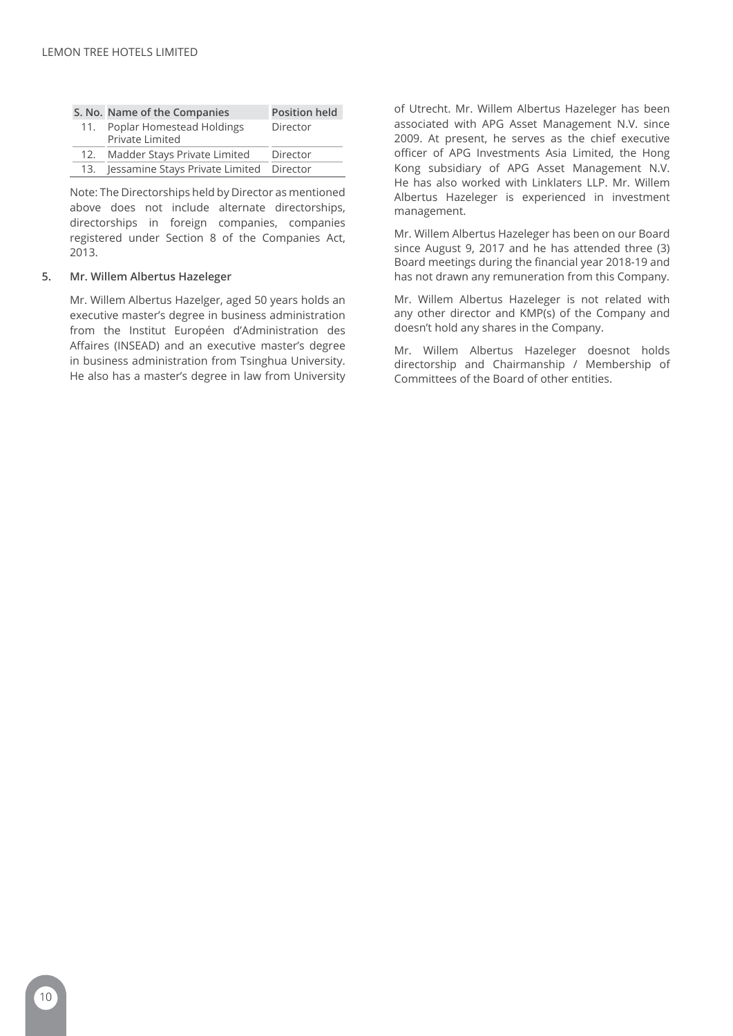| S. No. | Name of the Companies | Position held |
|---|---|---|
| 11. | Poplar Homestead Holdings Private Limited | Director |
| 12. | Madder Stays Private Limited | Director |
| 13. | Jessamine Stays Private Limited | Director |

Note: The Directorships held by Director as mentioned above does not include alternate directorships, directorships in foreign companies, companies registered under Section 8 of the Companies Act, 2013.

**5. Mr. Willem Albertus Hazeleger**

Mr. Willem Albertus Hazelger, aged 50 years holds an executive master's degree in business administration from the Institut Européen d'Administration des Affaires (INSEAD) and an executive master's degree in business administration from Tsinghua University. He also has a master's degree in law from University of Utrecht. Mr. Willem Albertus Hazeleger has been associated with APG Asset Management N.V. since 2009. At present, he serves as the chief executive officer of APG Investments Asia Limited, the Hong Kong subsidiary of APG Asset Management N.V. He has also worked with Linklaters LLP. Mr. Willem Albertus Hazeleger is experienced in investment management.

Mr. Willem Albertus Hazeleger has been on our Board since August 9, 2017 and he has attended three (3) Board meetings during the financial year 2018-19 and has not drawn any remuneration from this Company.

Mr. Willem Albertus Hazeleger is not related with any other director and KMP(s) of the Company and doesn't hold any shares in the Company.

Mr. Willem Albertus Hazeleger doesnot holds directorship and Chairmanship / Membership of Committees of the Board of other entities.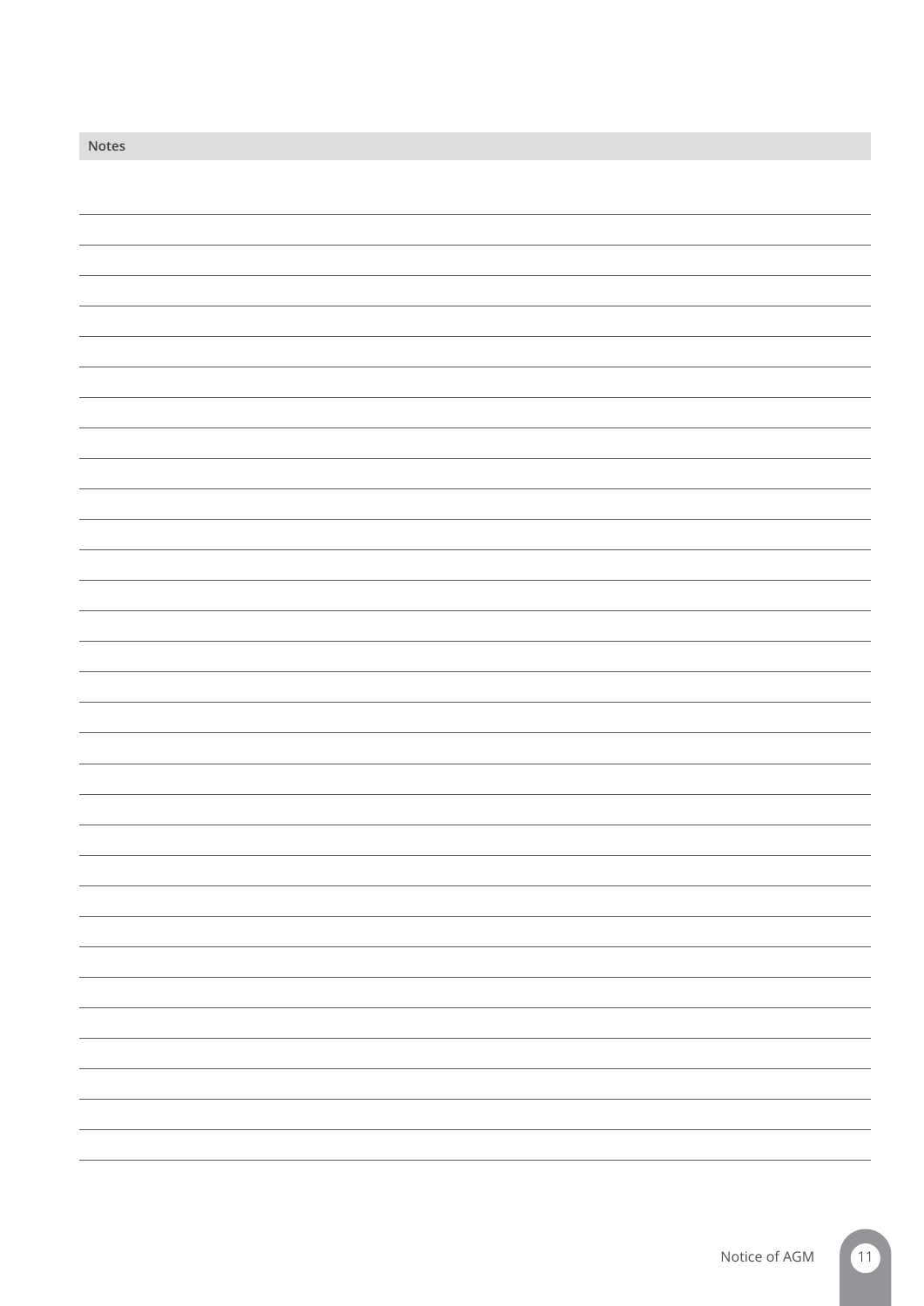## Notes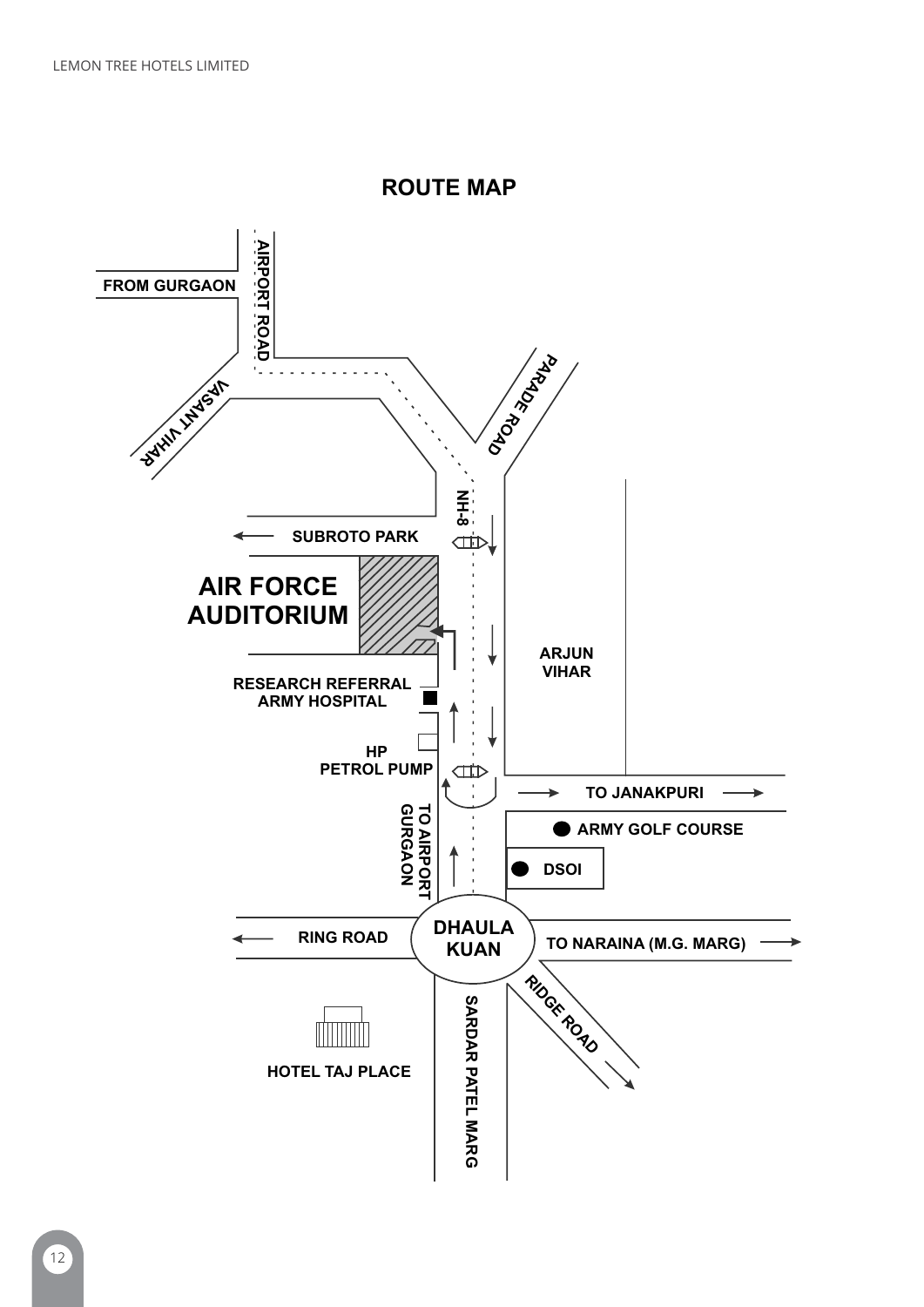# ROUTE MAP

FROM GURGAON

AIRPORT ROAD

VASANT VIHAR

PARADE ROAD

NH-8

SUBROTO PARK

AIR FORCE AUDITORIUM

ARJUN VIHAR

RESEARCH REFERRAL ARMY HOSPITAL

HP PETROL PUMP

TO JANAKPURI

ARMY GOLF COURSE

TO AIRPORT GURGAON

DSOI

RING ROAD

DHAULA KUAN

TO NARAINA (M.G. MARG)

RIDGE ROAD

HOTEL TAJ PLACE

SARDAR PATEL MARG